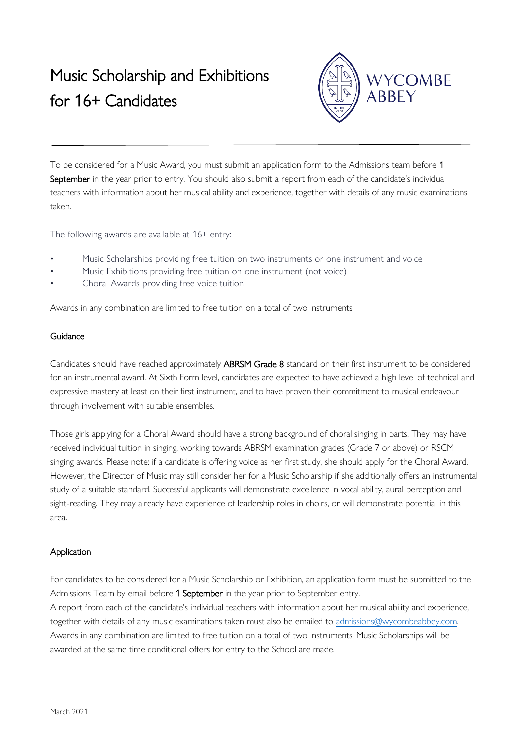# Music Scholarship and Exhibitions for 16+ Candidates

WYCOMBE ABBEY

To be considered for a Music Award, you must submit an application form to the Admissions team before **1 September** in the year prior to entry. You should also submit a report from each of the candidate's individual teachers with information about her musical ability and experience, together with details of any music examinations taken.

The following awards are available at 16+ entry:

- Music Scholarships providing free tuition on two instruments or one instrument and voice
- Music Exhibitions providing free tuition on one instrument (not voice)
- Choral Awards providing free voice tuition

Awards in any combination are limited to free tuition on a total of two instruments.

## Guidance

Candidates should have reached approximately **ABRSM Grade 8** standard on their first instrument to be considered for an instrumental award. At Sixth Form level, candidates are expected to have achieved a high level of technical and expressive mastery at least on their first instrument, and to have proven their commitment to musical endeavour through involvement with suitable ensembles.

Those girls applying for a Choral Award should have a strong background of choral singing in parts. They may have received individual tuition in singing, working towards ABRSM examination grades (Grade 7 or above) or RSCM singing awards. Please note: if a candidate is offering voice as her first study, she should apply for the Choral Award. However, the Director of Music may still consider her for a Music Scholarship if she additionally offers an instrumental study of a suitable standard. Successful applicants will demonstrate excellence in vocal ability, aural perception and sight-reading. They may already have experience of leadership roles in choirs, or will demonstrate potential in this area.

## Application

For candidates to be considered for a Music Scholarship or Exhibition, an application form must be submitted to the Admissions Team by email before **1 September** in the year prior to September entry.

A report from each of the candidate's individual teachers with information about her musical ability and experience, together with details of any music examinations taken must also be emailed to admissions@wycombeabbey.com. Awards in any combination are limited to free tuition on a total of two instruments. Music Scholarships will be awarded at the same time conditional offers for entry to the School are made.

March 2021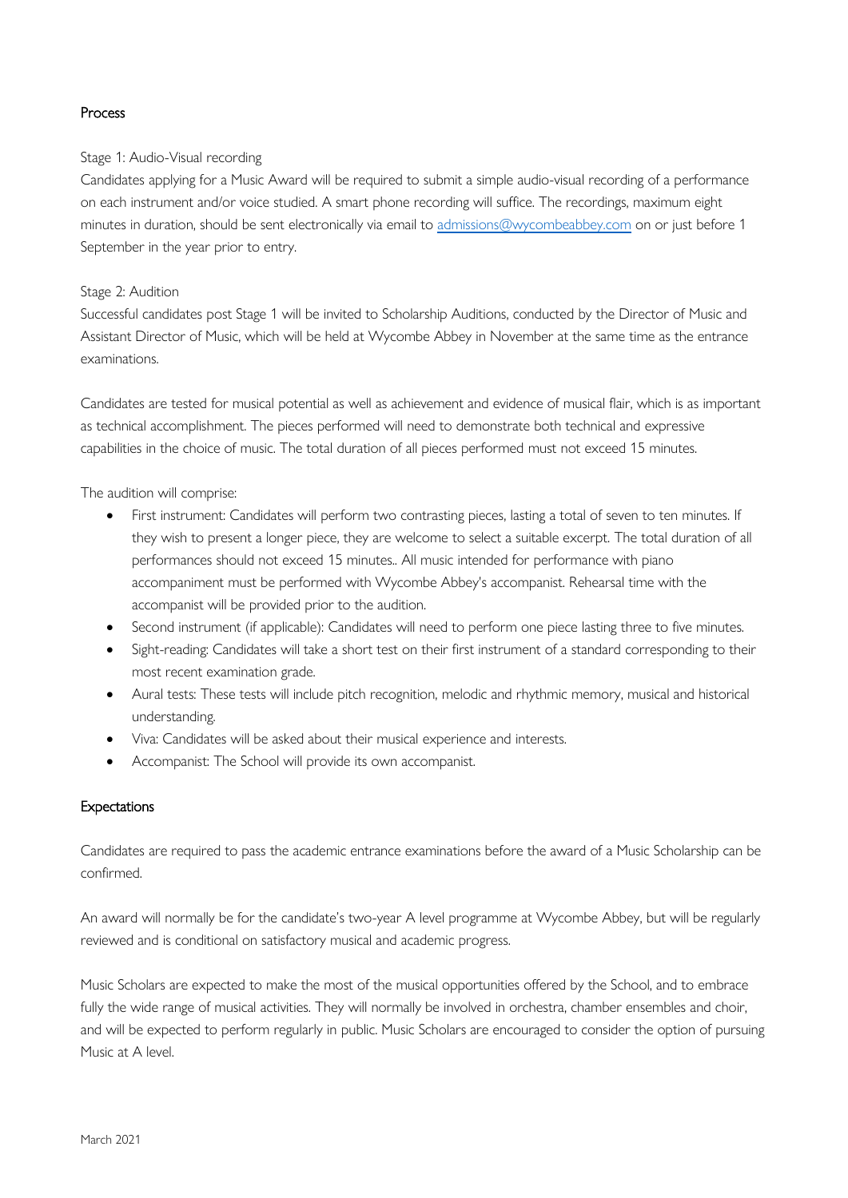## Process

Stage 1: Audio-Visual recording

Candidates applying for a Music Award will be required to submit a simple audio-visual recording of a performance on each instrument and/or voice studied. A smart phone recording will suffice. The recordings, maximum eight minutes in duration, should be sent electronically via email to admissions@wycombeabbey.com on or just before 1 September in the year prior to entry.

Stage 2: Audition

Successful candidates post Stage 1 will be invited to Scholarship Auditions, conducted by the Director of Music and Assistant Director of Music, which will be held at Wycombe Abbey in November at the same time as the entrance examinations.

Candidates are tested for musical potential as well as achievement and evidence of musical flair, which is as important as technical accomplishment. The pieces performed will need to demonstrate both technical and expressive capabilities in the choice of music. The total duration of all pieces performed must not exceed 15 minutes.

The audition will comprise:

- First instrument: Candidates will perform two contrasting pieces, lasting a total of seven to ten minutes. If they wish to present a longer piece, they are welcome to select a suitable excerpt. The total duration of all performances should not exceed 15 minutes.. All music intended for performance with piano accompaniment must be performed with Wycombe Abbey's accompanist. Rehearsal time with the accompanist will be provided prior to the audition.
- Second instrument (if applicable): Candidates will need to perform one piece lasting three to five minutes.
- Sight-reading: Candidates will take a short test on their first instrument of a standard corresponding to their most recent examination grade.
- Aural tests: These tests will include pitch recognition, melodic and rhythmic memory, musical and historical understanding.
- Viva: Candidates will be asked about their musical experience and interests.
- Accompanist: The School will provide its own accompanist.

## Expectations

Candidates are required to pass the academic entrance examinations before the award of a Music Scholarship can be confirmed.

An award will normally be for the candidate's two-year A level programme at Wycombe Abbey, but will be regularly reviewed and is conditional on satisfactory musical and academic progress.

Music Scholars are expected to make the most of the musical opportunities offered by the School, and to embrace fully the wide range of musical activities. They will normally be involved in orchestra, chamber ensembles and choir, and will be expected to perform regularly in public. Music Scholars are encouraged to consider the option of pursuing Music at A level.

March 2021